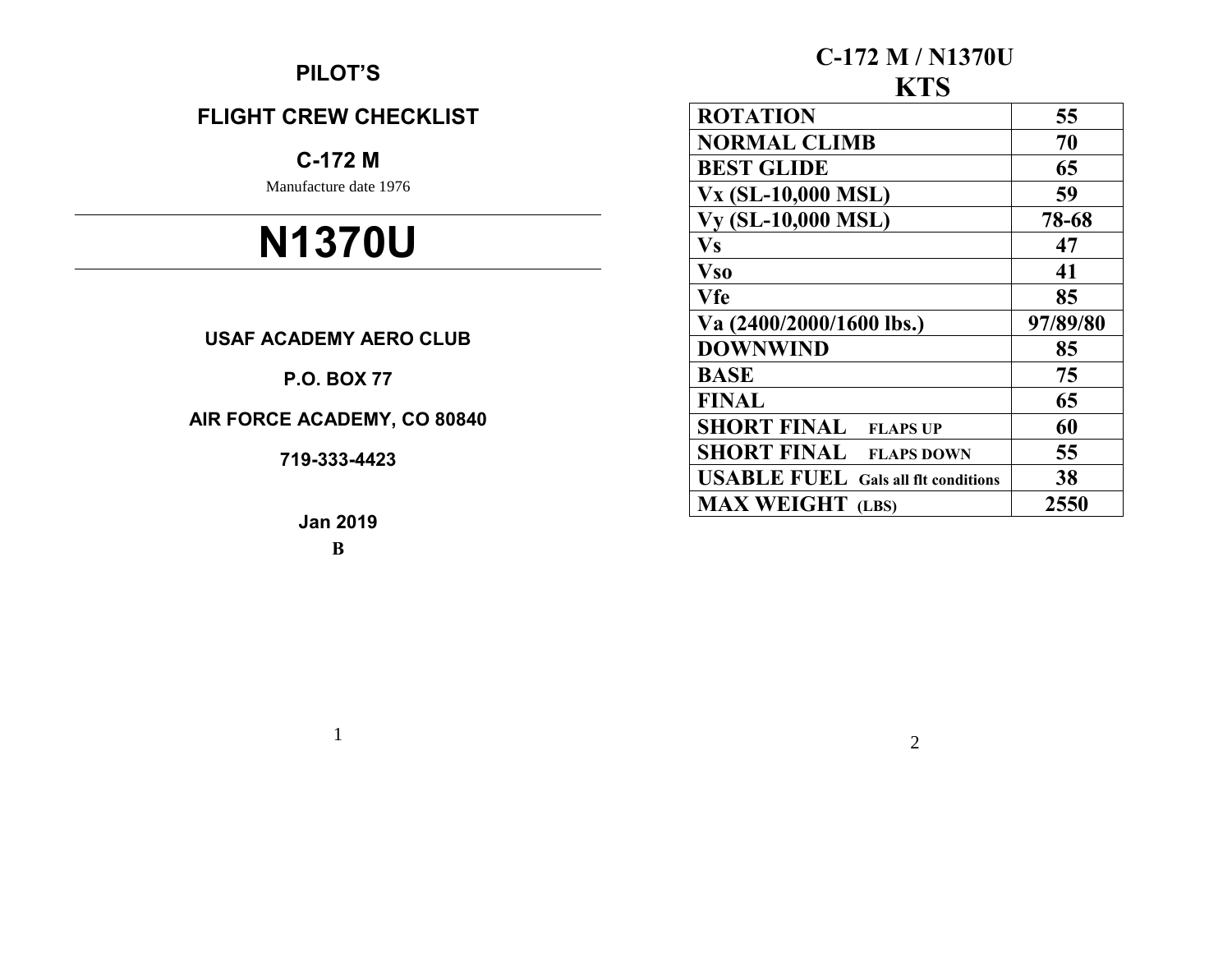# PILOT'S

# FLIGHT CREW CHECKLIST

## C-172 M

Manufacture date 1976

---

# N1370U

---

**USAF ACADEMY AERO CLUB**

**P.O. BOX 77**

**AIR FORCE ACADEMY, CO 80840**

**719-333-4423**

**Jan 2019**

**B**

## C-172 M / N1370U

## KTS

| | |
|---|---|
| **ROTATION** | **55** |
| **NORMAL CLIMB** | **70** |
| **BEST GLIDE** | **65** |
| **Vx (SL-10,000 MSL)** | **59** |
| **Vy (SL-10,000 MSL)** | **78-68** |
| **Vs** | **47** |
| **Vso** | **41** |
| **Vfe** | **85** |
| **Va (2400/2000/1600 lbs.)** | **97/89/80** |
| **DOWNWIND** | **85** |
| **BASE** | **75** |
| **FINAL** | **65** |
| **SHORT FINAL FLAPS UP** | **60** |
| **SHORT FINAL FLAPS DOWN** | **55** |
| **USABLE FUEL Gals all flt conditions** | **38** |
| **MAX WEIGHT (LBS)** | **2550** |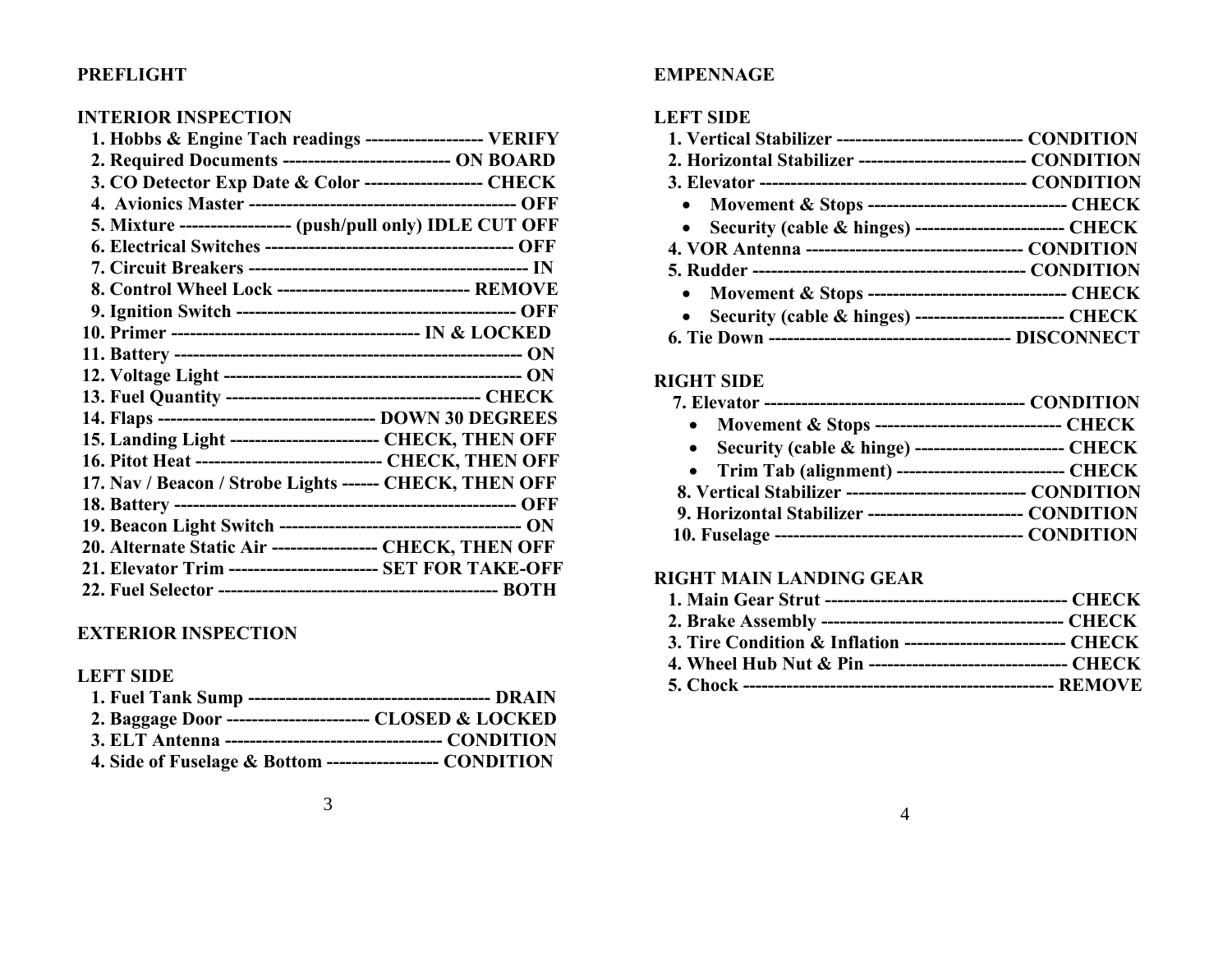**PREFLIGHT**

**INTERIOR INSPECTION**

1. Hobbs & Engine Tach readings ------------------- VERIFY
2. Required Documents --------------------------- ON BOARD
3. CO Detector Exp Date & Color ------------------- CHECK
4. Avionics Master ------------------------------------------ OFF
5. Mixture ------------------ (push/pull only) IDLE CUT OFF
6. Electrical Switches ---------------------------------------- OFF
7. Circuit Breakers -------------------------------------------- IN
8. Control Wheel Lock ------------------------------- REMOVE
9. Ignition Switch --------------------------------------------- OFF
10. Primer --------------------------------------- IN & LOCKED
11. Battery ---------------------------------------------------- ON
12. Voltage Light ----------------------------------------------- ON
13. Fuel Quantity ---------------------------------------- CHECK
14. Flaps ---------------------------------- DOWN 30 DEGREES
15. Landing Light ------------------------ CHECK, THEN OFF
16. Pitot Heat ------------------------------ CHECK, THEN OFF
17. Nav / Beacon / Strobe Lights ------ CHECK, THEN OFF
18. Battery -------------------------------------------------- OFF
19. Beacon Light Switch --------------------------------------- ON
20. Alternate Static Air ----------------- CHECK, THEN OFF
21. Elevator Trim ------------------------ SET FOR TAKE-OFF
22. Fuel Selector -------------------------------------------- BOTH

**EXTERIOR INSPECTION**

**LEFT SIDE**

1. Fuel Tank Sump --------------------------------------- DRAIN
2. Baggage Door ----------------------- CLOSED & LOCKED
3. ELT Antenna ----------------------------------- CONDITION
4. Side of Fuselage & Bottom ------------------ CONDITION

**EMPENNAGE**

**LEFT SIDE**

1. Vertical Stabilizer ------------------------------ CONDITION
2. Horizontal Stabilizer --------------------------- CONDITION
3. Elevator ------------------------------------------ CONDITION
   - Movement & Stops -------------------------------- CHECK
   - Security (cable & hinges) ------------------------ CHECK
4. VOR Antenna ----------------------------------- CONDITION
5. Rudder -------------------------------------------- CONDITION
   - Movement & Stops -------------------------------- CHECK
   - Security (cable & hinges) ------------------------ CHECK
6. Tie Down --------------------------------------- DISCONNECT

**RIGHT SIDE**

7. Elevator ----------------------------------------- CONDITION
   - Movement & Stops ------------------------------ CHECK
   - Security (cable & hinge) ------------------------ CHECK
   - Trim Tab (alignment) --------------------------- CHECK
8. Vertical Stabilizer ----------------------------- CONDITION
9. Horizontal Stabilizer ------------------------- CONDITION
10. Fuselage ---------------------------------------- CONDITION

**RIGHT MAIN LANDING GEAR**

1. Main Gear Strut --------------------------------------- CHECK
2. Brake Assembly --------------------------------------- CHECK
3. Tire Condition & Inflation -------------------------- CHECK
4. Wheel Hub Nut & Pin -------------------------------- CHECK
5. Chock ------------------------------------------------ REMOVE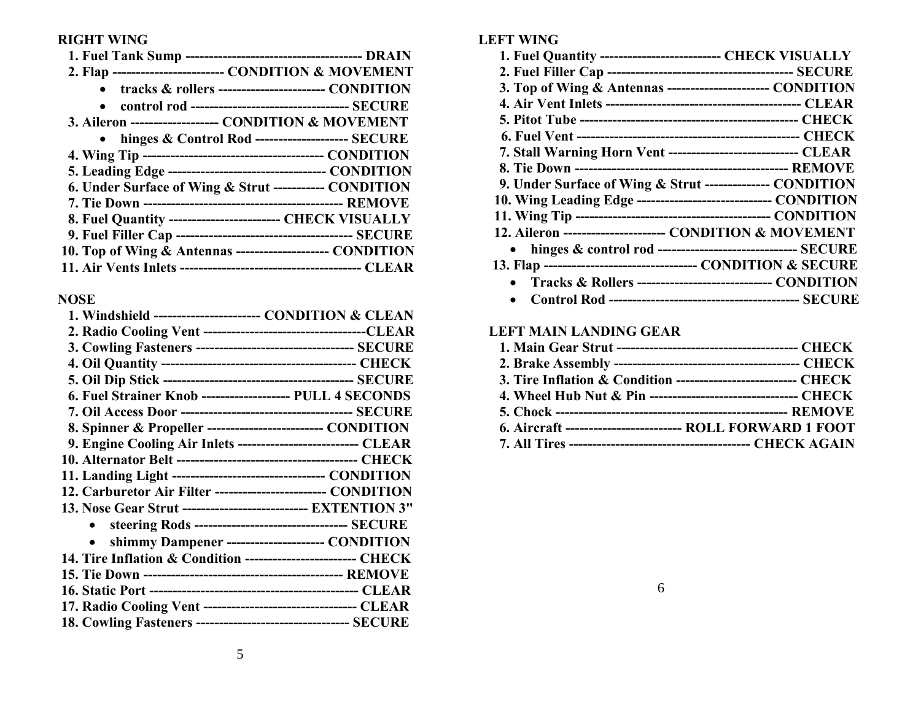## RIGHT WING

1. **Fuel Tank Sump -------------------------------------- DRAIN**
2. **Flap ------------------------ CONDITION & MOVEMENT**
    - **tracks & rollers ----------------------- CONDITION**
    - **control rod ---------------------------------- SECURE**
3. **Aileron ------------------- CONDITION & MOVEMENT**
    - **hinges & Control Rod -------------------- SECURE**
4. **Wing Tip --------------------------------------- CONDITION**
5. **Leading Edge ---------------------------------- CONDITION**
6. **Under Surface of Wing & Strut ----------- CONDITION**
7. **Tie Down ------------------------------------------- REMOVE**
8. **Fuel Quantity ------------------------ CHECK VISUALLY**
9. **Fuel Filler Cap -------------------------------------- SECURE**
10. **Top of Wing & Antennas -------------------- CONDITION**
11. **Air Vents Inlets --------------------------------------- CLEAR**

## NOSE

1. **Windshield ----------------------- CONDITION & CLEAN**
2. **Radio Cooling Vent -----------------------------------CLEAR**
3. **Cowling Fasteners ---------------------------------- SECURE**
4. **Oil Quantity ------------------------------------------ CHECK**
5. **Oil Dip Stick ----------------------------------------- SECURE**
6. **Fuel Strainer Knob ------------------- PULL 4 SECONDS**
7. **Oil Access Door ------------------------------------- SECURE**
8. **Spinner & Propeller ------------------------- CONDITION**
9. **Engine Cooling Air Inlets -------------------------- CLEAR**
10. **Alternator Belt --------------------------------------- CHECK**
11. **Landing Light --------------------------------- CONDITION**
12. **Carburetor Air Filter ------------------------ CONDITION**
13. **Nose Gear Strut --------------------------- EXTENTION 3"**
    - **steering Rods --------------------------------- SECURE**
    - **shimmy Dampener --------------------- CONDITION**
14. **Tire Inflation & Condition ------------------------ CHECK**
15. **Tie Down ------------------------------------------- REMOVE**
16. **Static Port --------------------------------------------- CLEAR**
17. **Radio Cooling Vent --------------------------------- CLEAR**
18. **Cowling Fasteners --------------------------------- SECURE**

## LEFT WING

1. **Fuel Quantity -------------------------- CHECK VISUALLY**
2. **Fuel Filler Cap ---------------------------------------- SECURE**
3. **Top of Wing & Antennas ---------------------- CONDITION**
4. **Air Vent Inlets ------------------------------------------ CLEAR**
5. **Pitot Tube ----------------------------------------------- CHECK**
6. **Fuel Vent ------------------------------------------------ CHECK**
7. **Stall Warning Horn Vent ---------------------------- CLEAR**
8. **Tie Down ---------------------------------------------- REMOVE**
9. **Under Surface of Wing & Strut -------------- CONDITION**
10. **Wing Leading Edge ----------------------------- CONDITION**
11. **Wing Tip ------------------------------------------ CONDITION**
12. **Aileron ---------------------- CONDITION & MOVEMENT**
    - **hinges & control rod ------------------------------ SECURE**
13. **Flap --------------------------------- CONDITION & SECURE**
    - **Tracks & Rollers ----------------------------- CONDITION**
    - **Control Rod ----------------------------------------- SECURE**

## LEFT MAIN LANDING GEAR

1. **Main Gear Strut --------------------------------------- CHECK**
2. **Brake Assembly ---------------------------------------- CHECK**
3. **Tire Inflation & Condition -------------------------- CHECK**
4. **Wheel Hub Nut & Pin -------------------------------- CHECK**
5. **Chock -------------------------------------------------- REMOVE**
6. **Aircraft ------------------------- ROLL FORWARD 1 FOOT**
7. **All Tires --------------------------------------- CHECK AGAIN**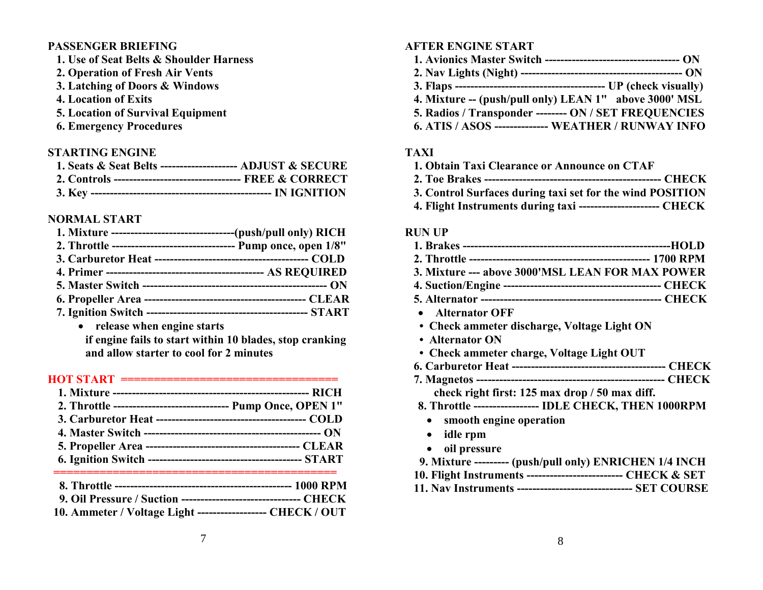## PASSENGER BRIEFING

1. Use of Seat Belts & Shoulder Harness
2. Operation of Fresh Air Vents
3. Latching of Doors & Windows
4. Location of Exits
5. Location of Survival Equipment
6. Emergency Procedures

## STARTING ENGINE

1. Seats & Seat Belts -------------------- ADJUST & SECURE
2. Controls --------------------------------- FREE & CORRECT
3. Key ----------------------------------------------- IN IGNITION

## NORMAL START

1. Mixture --------------------------------(push/pull only) RICH
2. Throttle -------------------------------- Pump once, open 1/8"
3. Carburetor Heat ---------------------------------------- COLD
4. Primer ----------------------------------------- AS REQUIRED
5. Master Switch ------------------------------------------------ ON
6. Propeller Area ------------------------------------------ CLEAR
7. Ignition Switch ------------------------------------------ START
   - release when engine starts

   if engine fails to start within 10 blades, stop cranking and allow starter to cool for 2 minutes

## HOT START ================================

1. Mixture --------------------------------------------------- RICH
2. Throttle ------------------------------ Pump Once, OPEN 1"
3. Carburetor Heat --------------------------------------- COLD
4. Master Switch ----------------------------------------------- ON
5. Propeller Area ---------------------------------------- CLEAR
6. Ignition Switch ---------------------------------------- START

================================================

8. Throttle --------------------------------------------- 1000 RPM
9. Oil Pressure / Suction ------------------------------- CHECK
10. Ammeter / Voltage Light ------------------ CHECK / OUT

## AFTER ENGINE START

1. Avionics Master Switch ----------------------------------- ON
2. Nav Lights (Night) ------------------------------------------ ON
3. Flaps --------------------------------------- UP (check visually)
4. Mixture -- (push/pull only) LEAN 1" above 3000' MSL
5. Radios / Transponder -------- ON / SET FREQUENCIES
6. ATIS / ASOS ------------- WEATHER / RUNWAY INFO

## TAXI

1. Obtain Taxi Clearance or Announce on CTAF
2. Toe Brakes --------------------------------------------- CHECK
3. Control Surfaces during taxi set for the wind POSITION
4. Flight Instruments during taxi -------------------- CHECK

## RUN UP

1. Brakes -------------------------------------------------------HOLD
2. Throttle ----------------------------------------------- 1700 RPM
3. Mixture --- above 3000'MSL LEAN FOR MAX POWER
4. Suction/Engine ----------------------------------------- CHECK
5. Alternator ---------------------------------------------- CHECK
   - Alternator OFF
   - Check ammeter discharge, Voltage Light ON
   - Alternator ON
   - Check ammeter charge, Voltage Light OUT
6. Carburetor Heat ---------------------------------------- CHECK
7. Magnetos ----------------------------------------------- CHECK

   check right first: 125 max drop / 50 max diff.
8. Throttle ---------------- IDLE CHECK, THEN 1000RPM
   - smooth engine operation
   - idle rpm
   - oil pressure
9. Mixture --------- (push/pull only) ENRICHEN 1/4 INCH
10. Flight Instruments ------------------------ CHECK & SET
11. Nav Instruments ------------------------------ SET COURSE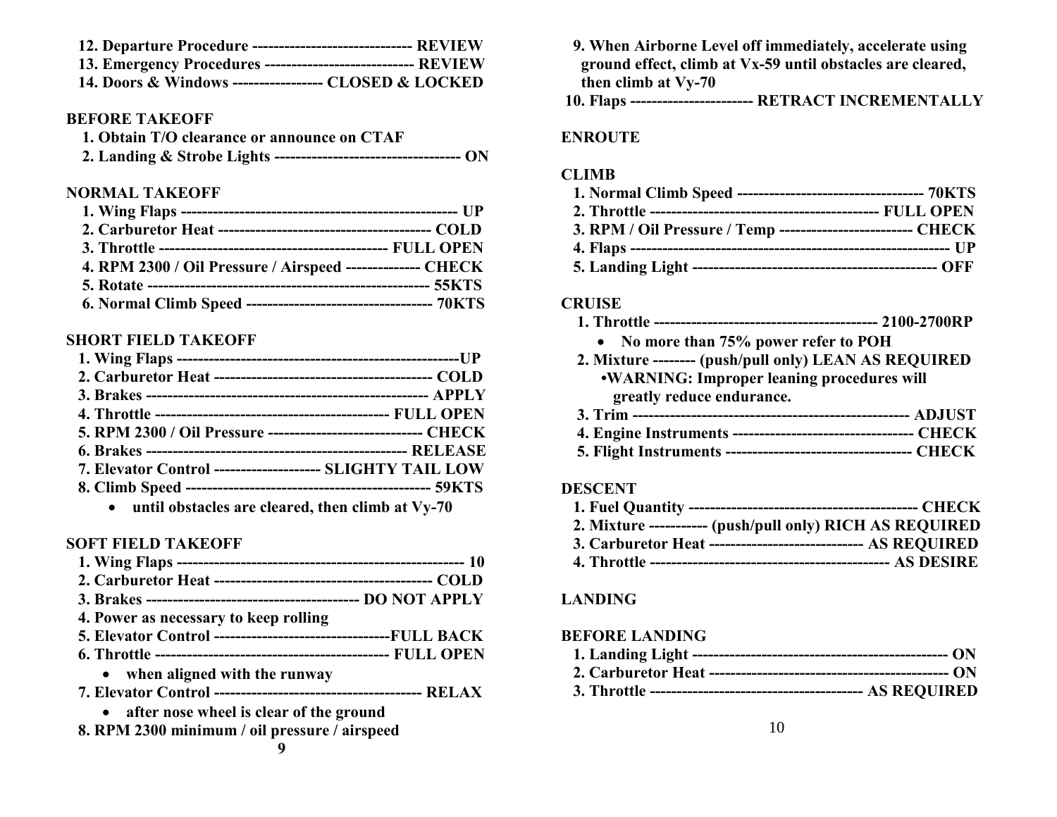12. Departure Procedure ------------------------------ REVIEW
13. Emergency Procedures ---------------------------- REVIEW
14. Doors & Windows ---------------- CLOSED & LOCKED

## BEFORE TAKEOFF

1. Obtain T/O clearance or announce on CTAF
2. Landing & Strobe Lights ---------------------------------- ON

## NORMAL TAKEOFF

1. Wing Flaps --------------------------------------------------- UP
2. Carburetor Heat ---------------------------------------- COLD
3. Throttle ------------------------------------------ FULL OPEN
4. RPM 2300 / Oil Pressure / Airspeed -------------- CHECK
5. Rotate --------------------------------------------------- 55KTS
6. Normal Climb Speed ---------------------------------- 70KTS

## SHORT FIELD TAKEOFF

1. Wing Flaps ------------------------------------------------------UP
2. Carburetor Heat ----------------------------------------- COLD
3. Brakes --------------------------------------------------- APPLY
4. Throttle ------------------------------------------- FULL OPEN
5. RPM 2300 / Oil Pressure ----------------------------- CHECK
6. Brakes ---------------------------------------------- RELEASE
7. Elevator Control ------------------- SLIGHTY TAIL LOW
8. Climb Speed ------------------------------------------- 59KTS
   - until obstacles are cleared, then climb at Vy-70

## SOFT FIELD TAKEOFF

1. Wing Flaps ---------------------------------------------------- 10
2. Carburetor Heat ----------------------------------------- COLD
3. Brakes -------------------------------------- DO NOT APPLY
4. Power as necessary to keep rolling
5. Elevator Control --------------------------------FULL BACK
6. Throttle ------------------------------------------- FULL OPEN
   - when aligned with the runway
7. Elevator Control -------------------------------------- RELAX
   - after nose wheel is clear of the ground
8. RPM 2300 minimum / oil pressure / airspeed
9. When Airborne Level off immediately, accelerate using ground effect, climb at Vx-59 until obstacles are cleared, then climb at Vy-70
10. Flaps ---------------------- RETRACT INCREMENTALLY

## ENROUTE

## CLIMB

1. Normal Climb Speed ---------------------------------- 70KTS
2. Throttle ------------------------------------------ FULL OPEN
3. RPM / Oil Pressure / Temp ------------------------ CHECK
4. Flaps ---------------------------------------------------------- UP
5. Landing Light --------------------------------------------- OFF

## CRUISE

1. Throttle ------------------------------------------ 2100-2700RP
   - No more than 75% power refer to POH
2. Mixture -------- (push/pull only) LEAN AS REQUIRED
   - WARNING: Improper leaning procedures will greatly reduce endurance.
3. Trim ---------------------------------------------------- ADJUST
4. Engine Instruments ---------------------------------- CHECK
5. Flight Instruments ----------------------------------- CHECK

## DESCENT

1. Fuel Quantity ------------------------------------------ CHECK
2. Mixture ---------- (push/pull only) RICH AS REQUIRED
3. Carburetor Heat ---------------------------- AS REQUIRED
4. Throttle -------------------------------------------- AS DESIRE

## LANDING

## BEFORE LANDING

1. Landing Light ------------------------------------------------ ON
2. Carburetor Heat --------------------------------------------- ON
3. Throttle -------------------------------------- AS REQUIRED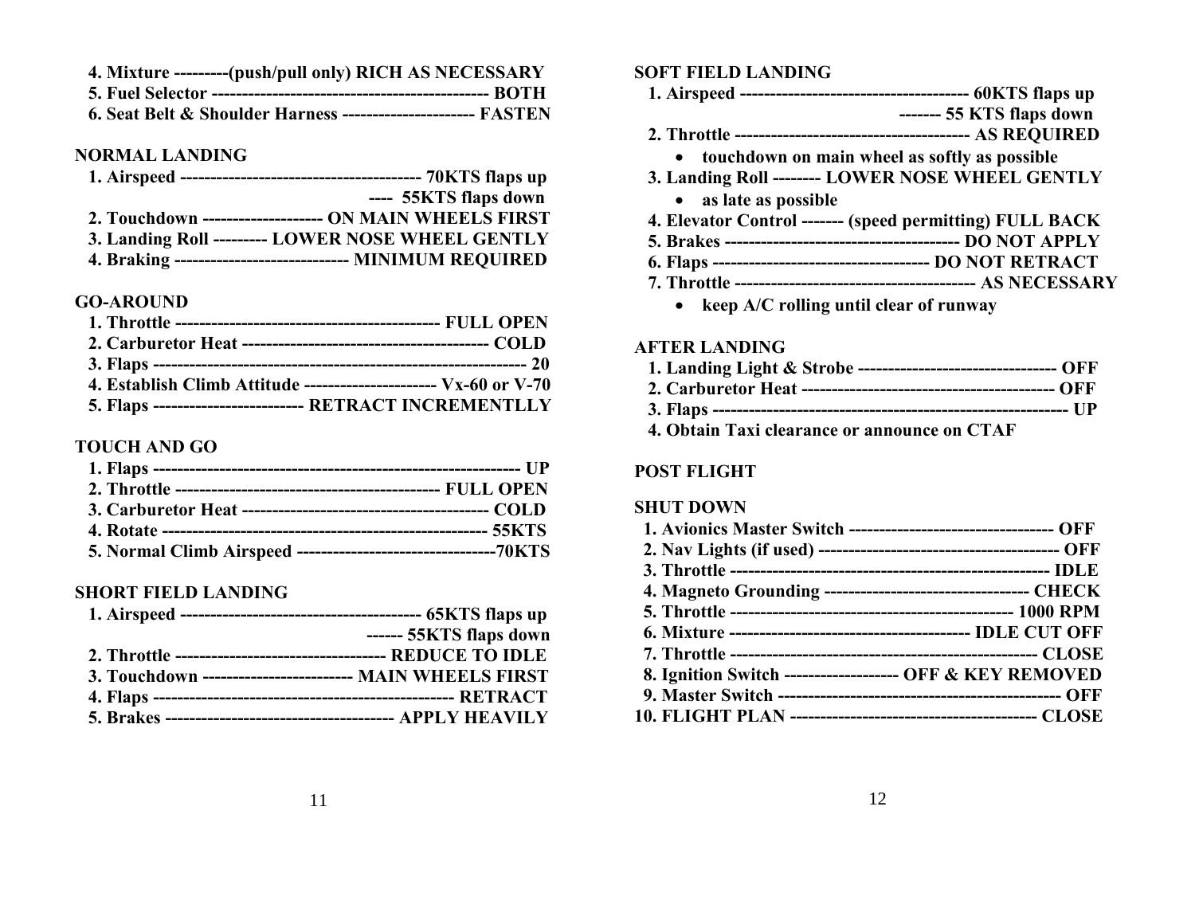4. Mixture ---------(push/pull only) RICH AS NECESSARY
5. Fuel Selector ---------------------------------------------- BOTH
6. Seat Belt & Shoulder Harness ---------------------- FASTEN

## NORMAL LANDING

1. Airspeed ---------------------------------------- 70KTS flaps up
 ---- 55KTS flaps down
2. Touchdown -------------------- ON MAIN WHEELS FIRST
3. Landing Roll --------- LOWER NOSE WHEEL GENTLY
4. Braking ----------------------------- MINIMUM REQUIRED

## GO-AROUND

1. Throttle -------------------------------------------- FULL OPEN
2. Carburetor Heat ----------------------------------------- COLD
3. Flaps ---------------------------------------------------------------- 20
4. Establish Climb Attitude ---------------------- Vx-60 or V-70
5. Flaps ------------------------- RETRACT INCREMENTLLY

## TOUCH AND GO

1. Flaps ------------------------------------------------------------- UP
2. Throttle -------------------------------------------- FULL OPEN
3. Carburetor Heat ----------------------------------------- COLD
4. Rotate ------------------------------------------------------ 55KTS
5. Normal Climb Airspeed ---------------------------------70KTS

## SHORT FIELD LANDING

1. Airspeed ---------------------------------------- 65KTS flaps up
 ------ 55KTS flaps down
2. Throttle ----------------------------------- REDUCE TO IDLE
3. Touchdown ------------------------- MAIN WHEELS FIRST
4. Flaps -------------------------------------------------- RETRACT
5. Brakes -------------------------------------- APPLY HEAVILY

## SOFT FIELD LANDING

1. Airspeed -------------------------------------- 60KTS flaps up
 ------- 55 KTS flaps down
2. Throttle --------------------------------------- AS REQUIRED
   - touchdown on main wheel as softly as possible
3. Landing Roll -------- LOWER NOSE WHEEL GENTLY
   - as late as possible
4. Elevator Control ------- (speed permitting) FULL BACK
5. Brakes --------------------------------------- DO NOT APPLY
6. Flaps ------------------------------------ DO NOT RETRACT
7. Throttle ---------------------------------------- AS NECESSARY
   - keep A/C rolling until clear of runway

## AFTER LANDING

1. Landing Light & Strobe --------------------------------- OFF
2. Carburetor Heat ------------------------------------------ OFF
3. Flaps ------------------------------------------------------------ UP
4. Obtain Taxi clearance or announce on CTAF

## POST FLIGHT

## SHUT DOWN

1. Avionics Master Switch ---------------------------------- OFF
2. Nav Lights (if used) ---------------------------------------- OFF
3. Throttle ---------------------------------------------------- IDLE
4. Magneto Grounding ---------------------------------- CHECK
5. Throttle ----------------------------------------------- 1000 RPM
6. Mixture ---------------------------------------- IDLE CUT OFF
7. Throttle --------------------------------------------------- CLOSE
8. Ignition Switch ------------------- OFF & KEY REMOVED
9. Master Switch ---------------------------------------------- OFF
10. FLIGHT PLAN ---------------------------------------- CLOSE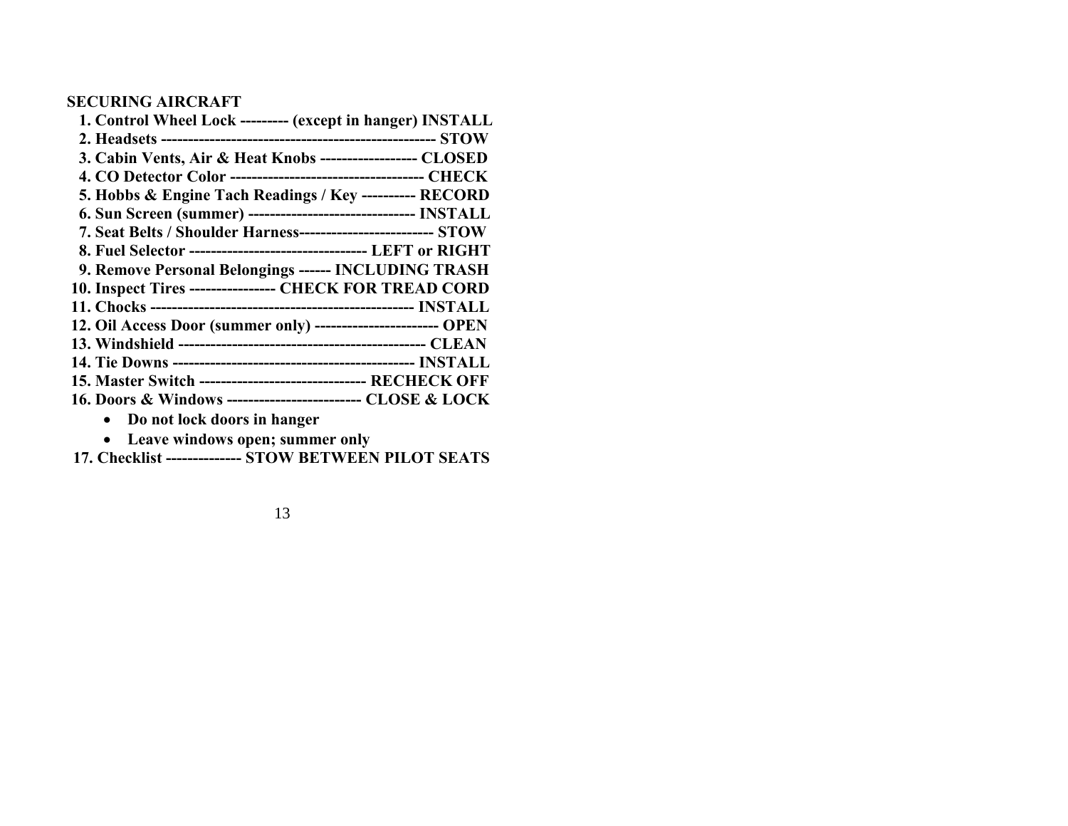**SECURING AIRCRAFT**

1. **Control Wheel Lock --------- (except in hanger) INSTALL**
2. **Headsets --------------------------------------------------- STOW**
3. **Cabin Vents, Air & Heat Knobs ------------------ CLOSED**
4. **CO Detector Color ------------------------------------ CHECK**
5. **Hobbs & Engine Tach Readings / Key ---------- RECORD**
6. **Sun Screen (summer) ------------------------------- INSTALL**
7. **Seat Belts / Shoulder Harness------------------------- STOW**
8. **Fuel Selector --------------------------------- LEFT or RIGHT**
9. **Remove Personal Belongings ------ INCLUDING TRASH**
10. **Inspect Tires ---------------- CHECK FOR TREAD CORD**
11. **Chocks ------------------------------------------------- INSTALL**
12. **Oil Access Door (summer only) ----------------------- OPEN**
13. **Windshield ---------------------------------------------- CLEAN**
14. **Tie Downs --------------------------------------------- INSTALL**
15. **Master Switch ------------------------------- RECHECK OFF**
16. **Doors & Windows ------------------------- CLOSE & LOCK**
    - **Do not lock doors in hanger**
    - **Leave windows open; summer only**
17. **Checklist -------------- STOW BETWEEN PILOT SEATS**